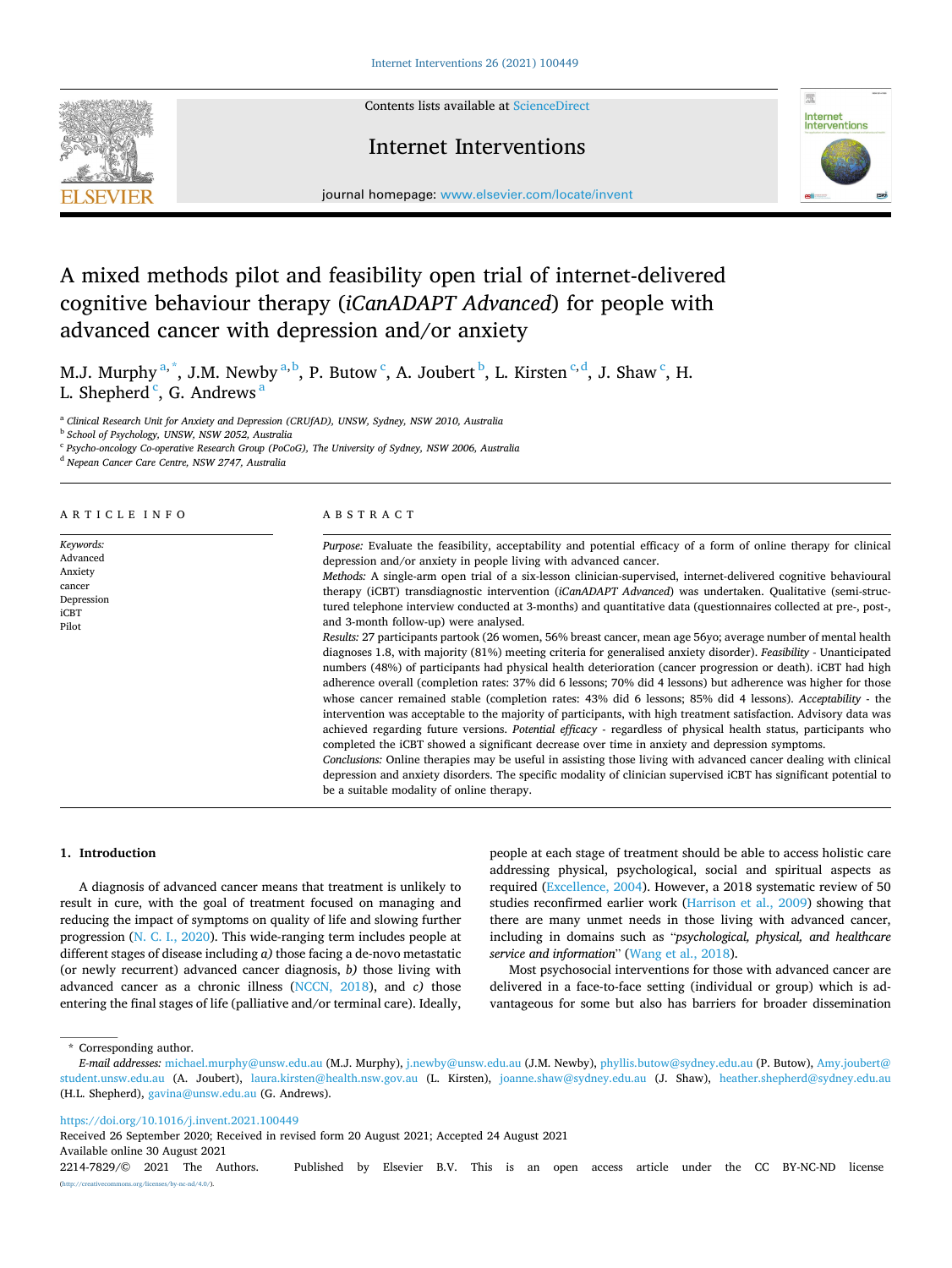# A mixed methods pilot and feasibility open trial of internet-delivered cognitive behaviour therapy (*iCanADAPT Advanced*) for people with advanced cancer with depression and/or anxiety

M.J. Murphy [a,*], J.M. Newby [a,b], P. Butow [c], A. Joubert [b], L. Kirsten [c,d], J. Shaw [c], H. L. Shepherd [c], G. Andrews [a]

[a] *Clinical Research Unit for Anxiety and Depression (CRUfAD), UNSW, Sydney, NSW 2010, Australia*
[b] *School of Psychology, UNSW, NSW 2052, Australia*
[c] *Psycho-oncology Co-operative Research Group (PoCoG), The University of Sydney, NSW 2006, Australia*
[d] *Nepean Cancer Care Centre, NSW 2747, Australia*

## ARTICLE INFO

*Keywords:*
Advanced
Anxiety
cancer
Depression
iCBT
Pilot

## ABSTRACT

*Purpose:* Evaluate the feasibility, acceptability and potential efficacy of a form of online therapy for clinical depression and/or anxiety in people living with advanced cancer.

*Methods:* A single-arm open trial of a six-lesson clinician-supervised, internet-delivered cognitive behavioural therapy (iCBT) transdiagnostic intervention (*iCanADAPT Advanced*) was undertaken. Qualitative (semi-structured telephone interview conducted at 3-months) and quantitative data (questionnaires collected at pre-, post-, and 3-month follow-up) were analysed.

*Results:* 27 participants partook (26 women, 56% breast cancer, mean age 56yo; average number of mental health diagnoses 1.8, with majority (81%) meeting criteria for generalised anxiety disorder). *Feasibility* - Unanticipated numbers (48%) of participants had physical health deterioration (cancer progression or death). iCBT had high adherence overall (completion rates: 37% did 6 lessons; 70% did 4 lessons) but adherence was higher for those whose cancer remained stable (completion rates: 43% did 6 lessons; 85% did 4 lessons). *Acceptability* - the intervention was acceptable to the majority of participants, with high treatment satisfaction. Advisory data was achieved regarding future versions. *Potential efficacy* - regardless of physical health status, participants who completed the iCBT showed a significant decrease over time in anxiety and depression symptoms.

*Conclusions:* Online therapies may be useful in assisting those living with advanced cancer dealing with clinical depression and anxiety disorders. The specific modality of clinician supervised iCBT has significant potential to be a suitable modality of online therapy.

## 1. Introduction

A diagnosis of advanced cancer means that treatment is unlikely to result in cure, with the goal of treatment focused on managing and reducing the impact of symptoms on quality of life and slowing further progression (N. C. I., 2020). This wide-ranging term includes people at different stages of disease including *a)* those facing a de-novo metastatic (or newly recurrent) advanced cancer diagnosis, *b)* those living with advanced cancer as a chronic illness (NCCN, 2018), and *c)* those entering the final stages of life (palliative and/or terminal care). Ideally, people at each stage of treatment should be able to access holistic care addressing physical, psychological, social and spiritual aspects as required (Excellence, 2004). However, a 2018 systematic review of 50 studies reconfirmed earlier work (Harrison et al., 2009) showing that there are many unmet needs in those living with advanced cancer, including in domains such as "*psychological, physical, and healthcare service and information*" (Wang et al., 2018).

Most psychosocial interventions for those with advanced cancer are delivered in a face-to-face setting (individual or group) which is advantageous for some but also has barriers for broader dissemination

* Corresponding author.
*E-mail addresses:* michael.murphy@unsw.edu.au (M.J. Murphy), j.newby@unsw.edu.au (J.M. Newby), phyllis.butow@sydney.edu.au (P. Butow), Amy.joubert@student.unsw.edu.au (A. Joubert), laura.kirsten@health.nsw.gov.au (L. Kirsten), joanne.shaw@sydney.edu.au (J. Shaw), heather.shepherd@sydney.edu.au (H.L. Shepherd), gavina@unsw.edu.au (G. Andrews).

https://doi.org/10.1016/j.invent.2021.100449
Received 26 September 2020; Received in revised form 20 August 2021; Accepted 24 August 2021
Available online 30 August 2021
2214-7829/© 2021 The Authors. Published by Elsevier B.V. This is an open access article under the CC BY-NC-ND license (http://creativecommons.org/licenses/by-nc-nd/4.0/).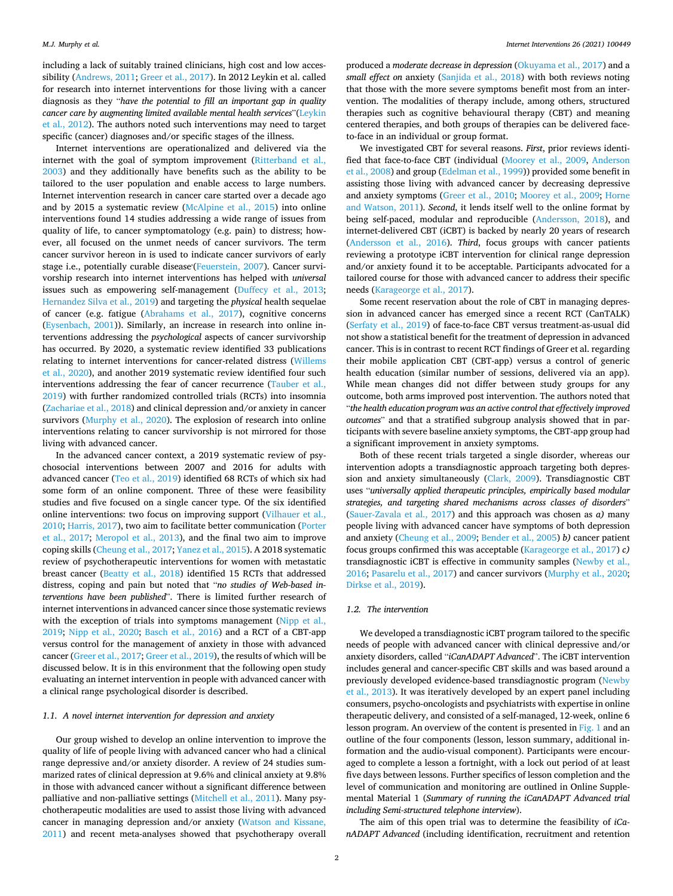including a lack of suitably trained clinicians, high cost and low accessibility (Andrews, 2011; Greer et al., 2017). In 2012 Leykin et al. called for research into internet interventions for those living with a cancer diagnosis as they "*have the potential to fill an important gap in quality cancer care by augmenting limited available mental health services*"(Leykin et al., 2012). The authors noted such interventions may need to target specific (cancer) diagnoses and/or specific stages of the illness.

Internet interventions are operationalized and delivered via the internet with the goal of symptom improvement (Ritterband et al., 2003) and they additionally have benefits such as the ability to be tailored to the user population and enable access to large numbers. Internet intervention research in cancer care started over a decade ago and by 2015 a systematic review (McAlpine et al., 2015) into online interventions found 14 studies addressing a wide range of issues from quality of life, to cancer symptomatology (e.g. pain) to distress; however, all focused on the unmet needs of cancer survivors. The term cancer survivor hereon in is used to indicate cancer survivors of early stage i.e., potentially curable disease (Feuerstein, 2007). Cancer survivorship research into internet interventions has helped with *universal* issues such as empowering self-management (Duffecy et al., 2013; Hernandez Silva et al., 2019) and targeting the *physical* health sequelae of cancer (e.g. fatigue (Abrahams et al., 2017), cognitive concerns (Eysenbach, 2001)). Similarly, an increase in research into online interventions addressing the *psychological* aspects of cancer survivorship has occurred. By 2020, a systematic review identified 33 publications relating to internet interventions for cancer-related distress (Willems et al., 2020), and another 2019 systematic review identified four such interventions addressing the fear of cancer recurrence (Tauber et al., 2019) with further randomized controlled trials (RCTs) into insomnia (Zachariae et al., 2018) and clinical depression and/or anxiety in cancer survivors (Murphy et al., 2020). The explosion of research into online interventions relating to cancer survivorship is not mirrored for those living with advanced cancer.

In the advanced cancer context, a 2019 systematic review of psychosocial interventions between 2007 and 2016 for adults with advanced cancer (Teo et al., 2019) identified 68 RCTs of which six had some form of an online component. Three of these were feasibility studies and five focused on a single cancer type. Of the six identified online interventions: two focus on improving support (Vilhauer et al., 2010; Harris, 2017), two aim to facilitate better communication (Porter et al., 2017; Meropol et al., 2013), and the final two aim to improve coping skills (Cheung et al., 2017; Yanez et al., 2015). A 2018 systematic review of psychotherapeutic interventions for women with metastatic breast cancer (Beatty et al., 2018) identified 15 RCTs that addressed distress, coping and pain but noted that "*no studies of Web-based interventions have been published*". There is limited further research of internet interventions in advanced cancer since those systematic reviews with the exception of trials into symptoms management (Nipp et al., 2019; Nipp et al., 2020; Basch et al., 2016) and a RCT of a CBT-app versus control for the management of anxiety in those with advanced cancer (Greer et al., 2017; Greer et al., 2019), the results of which will be discussed below. It is in this environment that the following open study evaluating an internet intervention in people with advanced cancer with a clinical range psychological disorder is described.

### 1.1. A novel internet intervention for depression and anxiety

Our group wished to develop an online intervention to improve the quality of life of people living with advanced cancer who had a clinical range depressive and/or anxiety disorder. A review of 24 studies summarized rates of clinical depression at 9.6% and clinical anxiety at 9.8% in those with advanced cancer without a significant difference between palliative and non-palliative settings (Mitchell et al., 2011). Many psychotherapeutic modalities are used to assist those living with advanced cancer in managing depression and/or anxiety (Watson and Kissane, 2011) and recent meta-analyses showed that psychotherapy overall produced a *moderate decrease in depression* (Okuyama et al., 2017) and a *small effect on* anxiety (Sanjida et al., 2018) with both reviews noting that those with the more severe symptoms benefit most from an intervention. The modalities of therapy include, among others, structured therapies such as cognitive behavioural therapy (CBT) and meaning centered therapies, and both groups of therapies can be delivered face-to-face in an individual or group format.

We investigated CBT for several reasons. *First*, prior reviews identified that face-to-face CBT (individual (Moorey et al., 2009, Anderson et al., 2008) and group (Edelman et al., 1999)) provided some benefit in assisting those living with advanced cancer by decreasing depressive and anxiety symptoms (Greer et al., 2010; Moorey et al., 2009; Horne and Watson, 2011). *Second*, it lends itself well to the online format by being self-paced, modular and reproducible (Andersson, 2018), and internet-delivered CBT (iCBT) is backed by nearly 20 years of research (Andersson et al., 2016). *Third*, focus groups with cancer patients reviewing a prototype iCBT intervention for clinical range depression and/or anxiety found it to be acceptable. Participants advocated for a tailored course for those with advanced cancer to address their specific needs (Karageorge et al., 2017).

Some recent reservation about the role of CBT in managing depression in advanced cancer has emerged since a recent RCT (CanTALK) (Serfaty et al., 2019) of face-to-face CBT versus treatment-as-usual did not show a statistical benefit for the treatment of depression in advanced cancer. This is in contrast to recent RCT findings of Greer et al. regarding their mobile application CBT (CBT-app) versus a control of generic health education (similar number of sessions, delivered via an app). While mean changes did not differ between study groups for any outcome, both arms improved post intervention. The authors noted that "*the health education program was an active control that effectively improved outcomes*" and that a stratified subgroup analysis showed that in participants with severe baseline anxiety symptoms, the CBT-app group had a significant improvement in anxiety symptoms.

Both of these recent trials targeted a single disorder, whereas our intervention adopts a transdiagnostic approach targeting both depression and anxiety simultaneously (Clark, 2009). Transdiagnostic CBT uses "*universally applied therapeutic principles, empirically based modular strategies, and targeting shared mechanisms across classes of disorders*" (Sauer-Zavala et al., 2017) and this approach was chosen as *a)* many people living with advanced cancer have symptoms of both depression and anxiety (Cheung et al., 2009; Bender et al., 2005) *b)* cancer patient focus groups confirmed this was acceptable (Karageorge et al., 2017) *c)* transdiagnostic iCBT is effective in community samples (Newby et al., 2016; Pasarelu et al., 2017) and cancer survivors (Murphy et al., 2020; Dirkse et al., 2019).

### 1.2. The intervention

We developed a transdiagnostic iCBT program tailored to the specific needs of people with advanced cancer with clinical depressive and/or anxiety disorders, called "*iCanADAPT Advanced*". The iCBT intervention includes general and cancer-specific CBT skills and was based around a previously developed evidence-based transdiagnostic program (Newby et al., 2013). It was iteratively developed by an expert panel including consumers, psycho-oncologists and psychiatrists with expertise in online therapeutic delivery, and consisted of a self-managed, 12-week, online 6 lesson program. An overview of the content is presented in Fig. 1 and an outline of the four components (lesson, lesson summary, additional information and the audio-visual component). Participants were encouraged to complete a lesson a fortnight, with a lock out period of at least five days between lessons. Further specifics of lesson completion and the level of communication and monitoring are outlined in Online Supplemental Material 1 (*Summary of running the iCanADAPT Advanced trial including Semi-structured telephone interview*).

The aim of this open trial was to determine the feasibility of *iCanADAPT Advanced* (including identification, recruitment and retention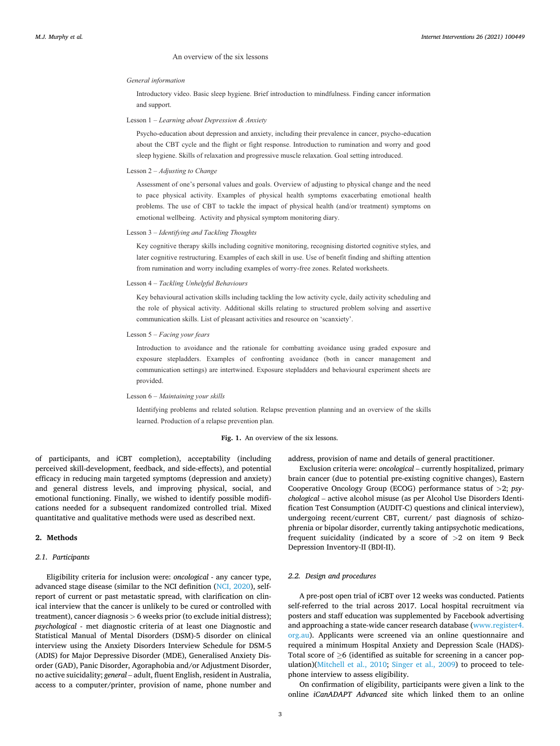An overview of the six lessons

*General information*

Introductory video. Basic sleep hygiene. Brief introduction to mindfulness. Finding cancer information and support.

Lesson 1 – *Learning about Depression & Anxiety*

Psycho-education about depression and anxiety, including their prevalence in cancer, psycho-education about the CBT cycle and the flight or fight response. Introduction to rumination and worry and good sleep hygiene. Skills of relaxation and progressive muscle relaxation. Goal setting introduced.

Lesson 2 – *Adjusting to Change*

Assessment of one's personal values and goals. Overview of adjusting to physical change and the need to pace physical activity. Examples of physical health symptoms exacerbating emotional health problems. The use of CBT to tackle the impact of physical health (and/or treatment) symptoms on emotional wellbeing. Activity and physical symptom monitoring diary.

Lesson 3 – *Identifying and Tackling Thoughts*

Key cognitive therapy skills including cognitive monitoring, recognising distorted cognitive styles, and later cognitive restructuring. Examples of each skill in use. Use of benefit finding and shifting attention from rumination and worry including examples of worry-free zones. Related worksheets.

Lesson 4 – *Tackling Unhelpful Behaviours*

Key behavioural activation skills including tackling the low activity cycle, daily activity scheduling and the role of physical activity. Additional skills relating to structured problem solving and assertive communication skills. List of pleasant activities and resource on 'scanxiety'.

Lesson 5 – *Facing your fears*

Introduction to avoidance and the rationale for combatting avoidance using graded exposure and exposure stepladders. Examples of confronting avoidance (both in cancer management and communication settings) are intertwined. Exposure stepladders and behavioural experiment sheets are provided.

Lesson 6 – *Maintaining your skills*

Identifying problems and related solution. Relapse prevention planning and an overview of the skills learned. Production of a relapse prevention plan.

**Fig. 1.** An overview of the six lessons.

of participants, and iCBT completion), acceptability (including perceived skill-development, feedback, and side-effects), and potential efficacy in reducing main targeted symptoms (depression and anxiety) and general distress levels, and improving physical, social, and emotional functioning. Finally, we wished to identify possible modifications needed for a subsequent randomized controlled trial. Mixed quantitative and qualitative methods were used as described next.

## 2. Methods

### 2.1. Participants

Eligibility criteria for inclusion were: *oncological* - any cancer type, advanced stage disease (similar to the NCI definition (NCI, 2020), self-report of current or past metastatic spread, with clarification on clinical interview that the cancer is unlikely to be cured or controlled with treatment), cancer diagnosis > 6 weeks prior (to exclude initial distress); *psychological* - met diagnostic criteria of at least one Diagnostic and Statistical Manual of Mental Disorders (DSM)-5 disorder on clinical interview using the Anxiety Disorders Interview Schedule for DSM-5 (ADIS) for Major Depressive Disorder (MDE), Generalised Anxiety Disorder (GAD), Panic Disorder, Agoraphobia and/or Adjustment Disorder, no active suicidality; *general* – adult, fluent English, resident in Australia, access to a computer/printer, provision of name, phone number and address, provision of name and details of general practitioner.

Exclusion criteria were: *oncological* – currently hospitalized, primary brain cancer (due to potential pre-existing cognitive changes), Eastern Cooperative Oncology Group (ECOG) performance status of >2; *psychological* – active alcohol misuse (as per Alcohol Use Disorders Identification Test Consumption (AUDIT-C) questions and clinical interview), undergoing recent/current CBT, current/ past diagnosis of schizophrenia or bipolar disorder, currently taking antipsychotic medications, frequent suicidality (indicated by a score of >2 on item 9 Beck Depression Inventory-II (BDI-II).

### 2.2. Design and procedures

A pre-post open trial of iCBT over 12 weeks was conducted. Patients self-referred to the trial across 2017. Local hospital recruitment via posters and staff education was supplemented by Facebook advertising and approaching a state-wide cancer research database (www.register4.org.au). Applicants were screened via an online questionnaire and required a minimum Hospital Anxiety and Depression Scale (HADS)-Total score of ≥6 (identified as suitable for screening in a cancer population)(Mitchell et al., 2010; Singer et al., 2009) to proceed to telephone interview to assess eligibility.

On confirmation of eligibility, participants were given a link to the online *iCanADAPT Advanced* site which linked them to an online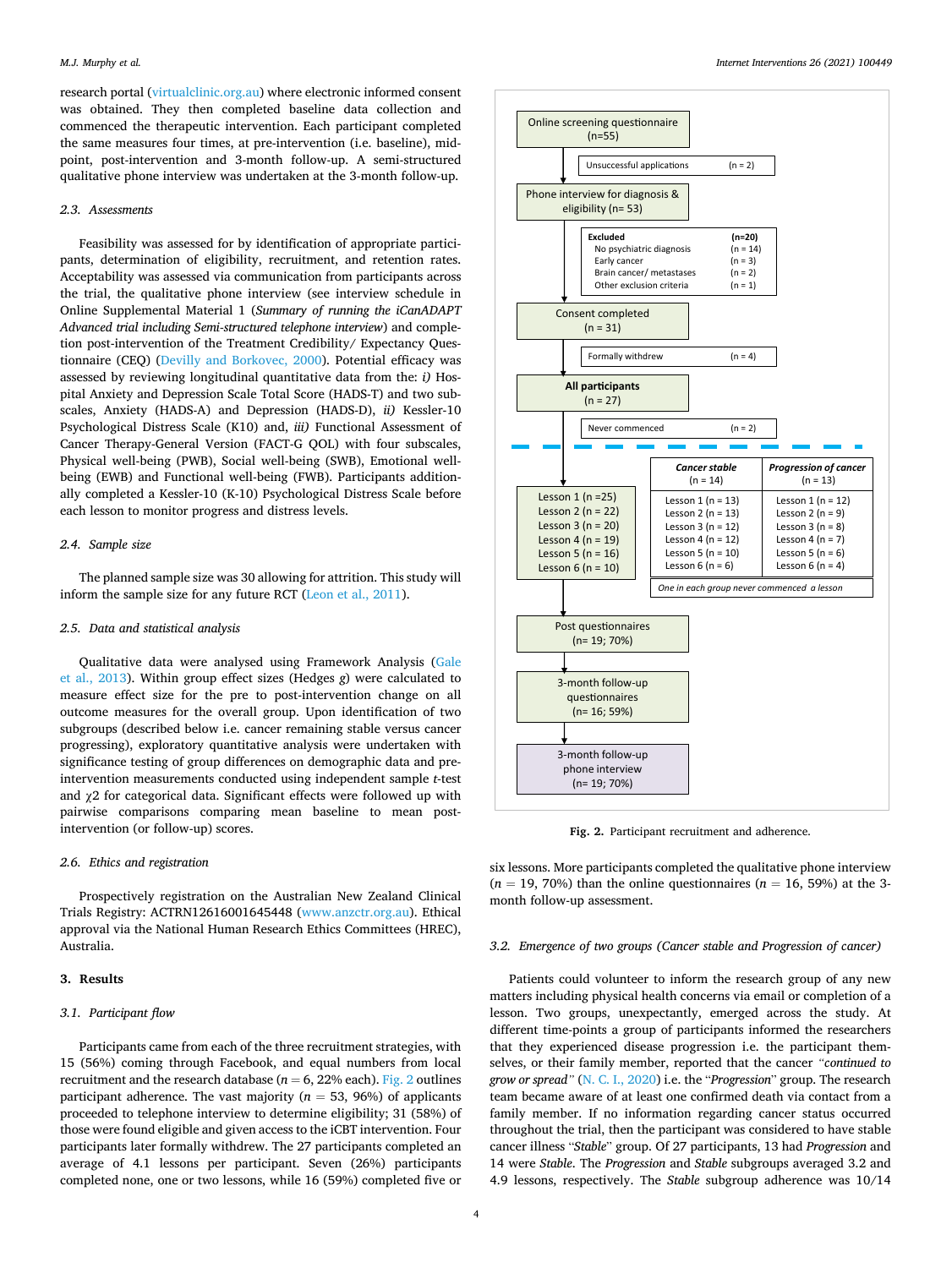research portal (virtualclinic.org.au) where electronic informed consent was obtained. They then completed baseline data collection and commenced the therapeutic intervention. Each participant completed the same measures four times, at pre-intervention (i.e. baseline), mid-point, post-intervention and 3-month follow-up. A semi-structured qualitative phone interview was undertaken at the 3-month follow-up.

### 2.3. Assessments

Feasibility was assessed for by identification of appropriate participants, determination of eligibility, recruitment, and retention rates. Acceptability was assessed via communication from participants across the trial, the qualitative phone interview (see interview schedule in Online Supplemental Material 1 (*Summary of running the iCanADAPT Advanced trial including Semi-structured telephone interview*) and completion post-intervention of the Treatment Credibility/ Expectancy Questionnaire (CEQ) (Devilly and Borkovec, 2000). Potential efficacy was assessed by reviewing longitudinal quantitative data from the: *i)* Hospital Anxiety and Depression Scale Total Score (HADS-T) and two subscales, Anxiety (HADS-A) and Depression (HADS-D), *ii)* Kessler-10 Psychological Distress Scale (K10) and, *iii)* Functional Assessment of Cancer Therapy-General Version (FACT-G QOL) with four subscales, Physical well-being (PWB), Social well-being (SWB), Emotional well-being (EWB) and Functional well-being (FWB). Participants additionally completed a Kessler-10 (K-10) Psychological Distress Scale before each lesson to monitor progress and distress levels.

### 2.4. Sample size

The planned sample size was 30 allowing for attrition. This study will inform the sample size for any future RCT (Leon et al., 2011).

### 2.5. Data and statistical analysis

Qualitative data were analysed using Framework Analysis (Gale et al., 2013). Within group effect sizes (Hedges *g*) were calculated to measure effect size for the pre to post-intervention change on all outcome measures for the overall group. Upon identification of two subgroups (described below i.e. cancer remaining stable versus cancer progressing), exploratory quantitative analysis were undertaken with significance testing of group differences on demographic data and pre-intervention measurements conducted using independent sample *t*-test and $\chi 2$ for categorical data. Significant effects were followed up with pairwise comparisons comparing mean baseline to mean post-intervention (or follow-up) scores.

### 2.6. Ethics and registration

Prospectively registration on the Australian New Zealand Clinical Trials Registry: ACTRN12616001645448 (www.anzctr.org.au). Ethical approval via the National Human Research Ethics Committees (HREC), Australia.

## 3. Results

### 3.1. Participant flow

Participants came from each of the three recruitment strategies, with 15 (56%) coming through Facebook, and equal numbers from local recruitment and the research database ($n = 6$, 22% each). Fig. 2 outlines participant adherence. The vast majority ($n = 53$, 96%) of applicants proceeded to telephone interview to determine eligibility; 31 (58%) of those were found eligible and given access to the iCBT intervention. Four participants later formally withdrew. The 27 participants completed an average of 4.1 lessons per participant. Seven (26%) participants completed none, one or two lessons, while 16 (59%) completed five or six lessons. More participants completed the qualitative phone interview ($n = 19$, 70%) than the online questionnaires ($n = 16$, 59%) at the 3-month follow-up assessment.

Online screening questionnaire (n=55)
→ Unsuccessful applications (n = 2)

Phone interview for diagnosis & eligibility (n= 53)
→ Excluded (n=20): No psychiatric diagnosis (n = 14); Early cancer (n = 3); Brain cancer/ metastases (n = 2); Other exclusion criteria (n = 1)

Consent completed (n = 31)
→ Formally withdrew (n = 4)

**All participants** (n = 27)
→ Never commenced (n = 2)

| All | *Cancer stable* (n = 14) | *Progression of cancer* (n = 13) |
|---|---|---|
| Lesson 1 (n =25) | Lesson 1 (n = 13) | Lesson 1 (n = 12) |
| Lesson 2 (n = 22) | Lesson 2 (n = 13) | Lesson 2 (n = 9) |
| Lesson 3 (n = 20) | Lesson 3 (n = 12) | Lesson 3 (n = 8) |
| Lesson 4 (n = 19) | Lesson 4 (n = 12) | Lesson 4 (n = 7) |
| Lesson 5 (n = 16) | Lesson 5 (n = 10) | Lesson 5 (n = 6) |
| Lesson 6 (n = 10) | Lesson 6 (n = 6) | Lesson 6 (n = 4) |

*One in each group never commenced a lesson*

Post questionnaires (n= 19; 70%)

3-month follow-up questionnaires (n= 16; 59%)

3-month follow-up phone interview (n= 19; 70%)

**Fig. 2.** Participant recruitment and adherence.

### 3.2. Emergence of two groups (Cancer stable and Progression of cancer)

Patients could volunteer to inform the research group of any new matters including physical health concerns via email or completion of a lesson. Two groups, unexpectantly, emerged across the study. At different time-points a group of participants informed the researchers that they experienced disease progression i.e. the participant themselves, or their family member, reported that the cancer *"continued to grow or spread"* (N. C. I., 2020) i.e. the "*Progression*" group. The research team became aware of at least one confirmed death via contact from a family member. If no information regarding cancer status occurred throughout the trial, then the participant was considered to have stable cancer illness "*Stable*" group. Of 27 participants, 13 had *Progression* and 14 were *Stable*. The *Progression* and *Stable* subgroups averaged 3.2 and 4.9 lessons, respectively. The *Stable* subgroup adherence was 10/14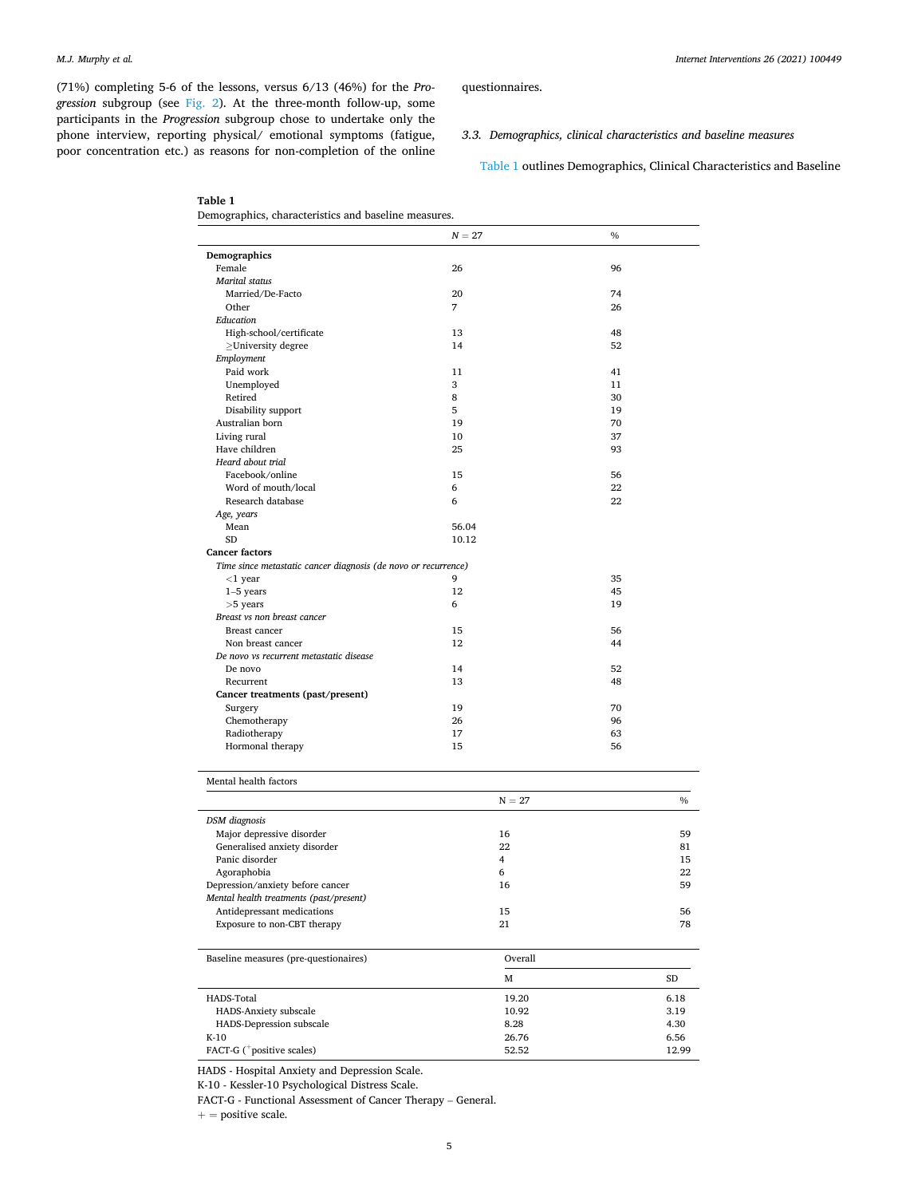(71%) completing 5-6 of the lessons, versus 6/13 (46%) for the *Progression* subgroup (see Fig. 2). At the three-month follow-up, some participants in the *Progression* subgroup chose to undertake only the phone interview, reporting physical/ emotional symptoms (fatigue, poor concentration etc.) as reasons for non-completion of the online questionnaires.

### 3.3. Demographics, clinical characteristics and baseline measures

Table 1 outlines Demographics, Clinical Characteristics and Baseline

**Table 1**
Demographics, characteristics and baseline measures.

| | $N = 27$ | % |
|---|---|---|
| **Demographics** | | |
| Female | 26 | 96 |
| *Marital status* | | |
| Married/De-Facto | 20 | 74 |
| Other | 7 | 26 |
| *Education* | | |
| High-school/certificate | 13 | 48 |
| ≥University degree | 14 | 52 |
| *Employment* | | |
| Paid work | 11 | 41 |
| Unemployed | 3 | 11 |
| Retired | 8 | 30 |
| Disability support | 5 | 19 |
| Australian born | 19 | 70 |
| Living rural | 10 | 37 |
| Have children | 25 | 93 |
| *Heard about trial* | | |
| Facebook/online | 15 | 56 |
| Word of mouth/local | 6 | 22 |
| Research database | 6 | 22 |
| *Age, years* | | |
| Mean | 56.04 | |
| SD | 10.12 | |
| **Cancer factors** | | |
| *Time since metastatic cancer diagnosis (de novo or recurrence)* | | |
| <1 year | 9 | 35 |
| 1–5 years | 12 | 45 |
| >5 years | 6 | 19 |
| *Breast vs non breast cancer* | | |
| Breast cancer | 15 | 56 |
| Non breast cancer | 12 | 44 |
| *De novo vs recurrent metastatic disease* | | |
| De novo | 14 | 52 |
| Recurrent | 13 | 48 |
| **Cancer treatments (past/present)** | | |
| Surgery | 19 | 70 |
| Chemotherapy | 26 | 96 |
| Radiotherapy | 17 | 63 |
| Hormonal therapy | 15 | 56 |

| Mental health factors | N = 27 | % |
|---|---|---|
| *DSM diagnosis* | | |
| Major depressive disorder | 16 | 59 |
| Generalised anxiety disorder | 22 | 81 |
| Panic disorder | 4 | 15 |
| Agoraphobia | 6 | 22 |
| Depression/anxiety before cancer | 16 | 59 |
| *Mental health treatments (past/present)* | | |
| Antidepressant medications | 15 | 56 |
| Exposure to non-CBT therapy | 21 | 78 |

| Baseline measures (pre-questionaires) | Overall | |
|---|---|---|
| | M | SD |
| HADS-Total | 19.20 | 6.18 |
| HADS-Anxiety subscale | 10.92 | 3.19 |
| HADS-Depression subscale | 8.28 | 4.30 |
| K-10 | 26.76 | 6.56 |
| FACT-G ($^{+}$positive scales) | 52.52 | 12.99 |

HADS - Hospital Anxiety and Depression Scale.
K-10 - Kessler-10 Psychological Distress Scale.
FACT-G - Functional Assessment of Cancer Therapy – General.
+ = positive scale.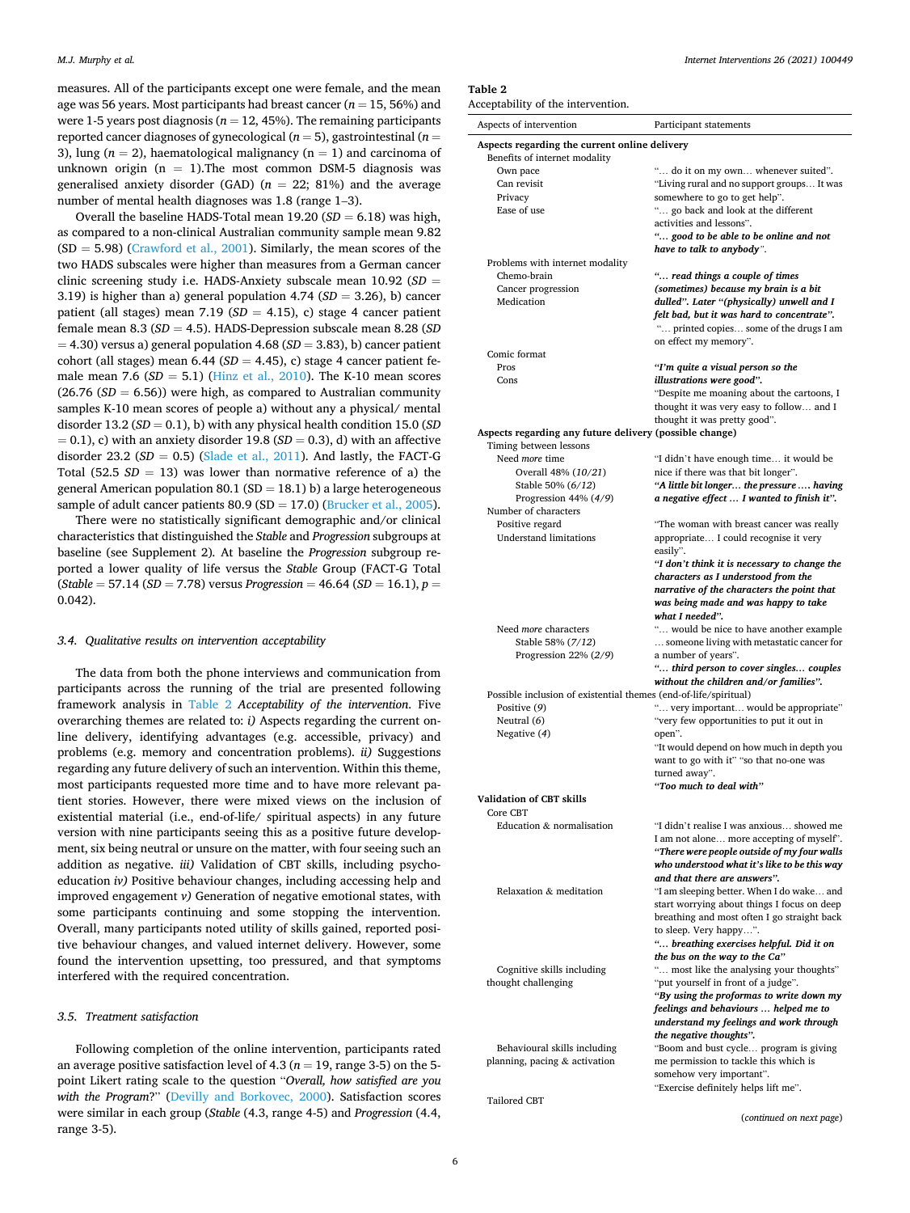measures. All of the participants except one were female, and the mean age was 56 years. Most participants had breast cancer ($n = 15$, 56%) and were 1-5 years post diagnosis ($n = 12$, 45%). The remaining participants reported cancer diagnoses of gynecological ($n = 5$), gastrointestinal ($n = 3$), lung ($n = 2$), haematological malignancy ($n = 1$) and carcinoma of unknown origin ($n = 1$).The most common DSM-5 diagnosis was generalised anxiety disorder (GAD) ($n = 22$; 81%) and the average number of mental health diagnoses was 1.8 (range 1–3).

Overall the baseline HADS-Total mean 19.20 ($SD = 6.18$) was high, as compared to a non-clinical Australian community sample mean 9.82 ($SD = 5.98$) (Crawford et al., 2001). Similarly, the mean scores of the two HADS subscales were higher than measures from a German cancer clinic screening study i.e. HADS-Anxiety subscale mean 10.92 ($SD = 3.19$) is higher than a) general population 4.74 ($SD = 3.26$), b) cancer patient (all stages) mean 7.19 ($SD = 4.15$), c) stage 4 cancer patient female mean 8.3 ($SD = 4.5$). HADS-Depression subscale mean 8.28 ($SD = 4.30$) versus a) general population 4.68 ($SD = 3.83$), b) cancer patient cohort (all stages) mean 6.44 ($SD = 4.45$), c) stage 4 cancer patient female mean 7.6 ($SD = 5.1$) (Hinz et al., 2010). The K-10 mean scores (26.76 ($SD = 6.56$)) were high, as compared to Australian community samples K-10 mean scores of people a) without any a physical/ mental disorder 13.2 ($SD = 0.1$), b) with any physical health condition 15.0 ($SD = 0.1$), c) with an anxiety disorder 19.8 ($SD = 0.3$), d) with an affective disorder 23.2 ($SD = 0.5$) (Slade et al., 2011). And lastly, the FACT-G Total (52.5 $SD = 13$) was lower than normative reference of a) the general American population 80.1 ($SD = 18.1$) b) a large heterogeneous sample of adult cancer patients 80.9 ($SD = 17.0$) (Brucker et al., 2005).

There were no statistically significant demographic and/or clinical characteristics that distinguished the *Stable* and *Progression* subgroups at baseline (see Supplement 2). At baseline the *Progression* subgroup reported a lower quality of life versus the *Stable* Group (FACT-G Total (*Stable* = 57.14 ($SD = 7.78$) versus *Progression* = 46.64 ($SD = 16.1$), $p = 0.042$).

### 3.4. Qualitative results on intervention acceptability

The data from both the phone interviews and communication from participants across the running of the trial are presented following framework analysis in Table 2 *Acceptability of the intervention*. Five overarching themes are related to: *i)* Aspects regarding the current online delivery, identifying advantages (e.g. accessible, privacy) and problems (e.g. memory and concentration problems). *ii)* Suggestions regarding any future delivery of such an intervention. Within this theme, most participants requested more time and to have more relevant patient stories. However, there were mixed views on the inclusion of existential material (i.e., end-of-life/ spiritual aspects) in any future version with nine participants seeing this as a positive future development, six being neutral or unsure on the matter, with four seeing such an addition as negative. *iii)* Validation of CBT skills, including psychoeducation *iv)* Positive behaviour changes, including accessing help and improved engagement *v)* Generation of negative emotional states, with some participants continuing and some stopping the intervention. Overall, many participants noted utility of skills gained, reported positive behaviour changes, and valued internet delivery. However, some found the intervention upsetting, too pressured, and that symptoms interfered with the required concentration.

### 3.5. Treatment satisfaction

Following completion of the online intervention, participants rated an average positive satisfaction level of 4.3 ($n = 19$, range 3-5) on the 5-point Likert rating scale to the question "*Overall, how satisfied are you with the Program*?" (Devilly and Borkovec, 2000). Satisfaction scores were similar in each group (*Stable* (4.3, range 4-5) and *Progression* (4.4, range 3-5).

**Table 2**
Acceptability of the intervention.

| Aspects of intervention | Participant statements |
|---|---|
| **Aspects regarding the current online delivery** | |
| Benefits of internet modality | |
| Own pace | "… do it on my own… whenever suited". |
| Can revisit | "Living rural and no support groups… It was |
| Privacy | somewhere to go to get help". |
| Ease of use | "… go back and look at the different activities and lessons". |
| | ***"… good to be able to be online and not have to talk to anybody".*** |
| Problems with internet modality | |
| Chemo-brain | ***"… read things a couple of times*** |
| Cancer progression | ***(sometimes) because my brain is a bit*** |
| Medication | ***dulled". Later "(physically) unwell and I felt bad, but it was hard to concentrate".*** |
| | "… printed copies… some of the drugs I am on effect my memory". |
| Comic format | |
| Pros | ***"I'm quite a visual person so the*** |
| Cons | ***illustrations were good".*** |
| | "Despite me moaning about the cartoons, I thought it was very easy to follow… and I thought it was pretty good". |
| **Aspects regarding any future delivery (possible change)** | |
| Timing between lessons | |
| Need *more* time | "I didn't have enough time… it would be |
| Overall 48% (*10/21*) | nice if there was that bit longer". |
| Stable 50% (*6/12*) | ***"A little bit longer… the pressure …. having*** |
| Progression 44% (*4/9*) | ***a negative effect … I wanted to finish it".*** |
| Number of characters | |
| Positive regard | "The woman with breast cancer was really |
| Understand limitations | appropriate… I could recognise it very easily". |
| | ***"I don't think it is necessary to change the characters as I understood from the narrative of the characters the point that was being made and was happy to take what I needed".*** |
| Need *more* characters | "… would be nice to have another example |
| Stable 58% (*7/12*) | … someone living with metastatic cancer for |
| Progression 22% (*2/9*) | a number of years". |
| | ***"… third person to cover singles… couples without the children and/or families".*** |
| Possible inclusion of existential themes (end-of-life/spiritual) | |
| Positive (*9*) | "… very important… would be appropriate" |
| Neutral (*6*) | "very few opportunities to put it out in |
| Negative (*4*) | open". |
| | "It would depend on how much in depth you want to go with it" "so that no-one was turned away". |
| | ***"Too much to deal with"*** |
| **Validation of CBT skills** | |
| Core CBT | |
| Education & normalisation | "I didn't realise I was anxious… showed me I am not alone… more accepting of myself". |
| | ***"There were people outside of my four walls who understood what it's like to be this way and that there are answers".*** |
| Relaxation & meditation | "I am sleeping better. When I do wake… and start worrying about things I focus on deep breathing and most often I go straight back to sleep. Very happy…". |
| | ***"… breathing exercises helpful. Did it on the bus on the way to the Ca"*** |
| Cognitive skills including thought challenging | "… most like the analysing your thoughts" "put yourself in front of a judge". |
| | ***"By using the proformas to write down my feelings and behaviours … helped me to understand my feelings and work through the negative thoughts".*** |
| Behavioural skills including planning, pacing & activation | "Boom and bust cycle… program is giving me permission to tackle this which is somehow very important". |
| | "Exercise definitely helps lift me". |
| Tailored CBT | |

(*continued on next page*)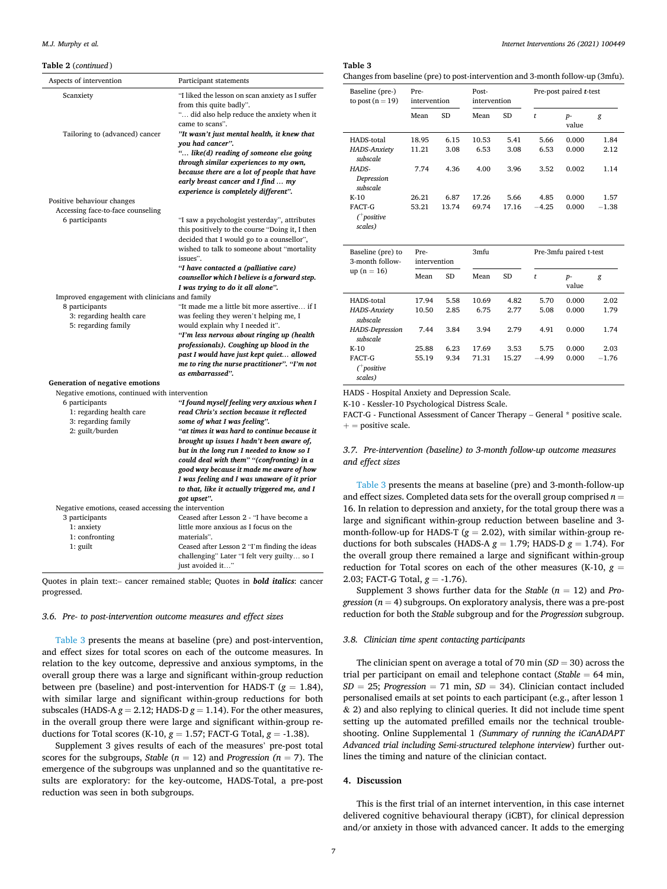**Table 2** (*continued*)

| Aspects of intervention | Participant statements |
|---|---|
| Scanxiety | "I liked the lesson on scan anxiety as I suffer from this quite badly". "… did also help reduce the anxiety when it came to scans". |
| Tailoring to (advanced) cancer | ***"It wasn't just mental health, it knew that you had cancer".*** ***"… like(d) reading of someone else going through similar experiences to my own, because there are a lot of people that have early breast cancer and I find … my experience is completely different".*** |
| Positive behaviour changes | |
| Accessing face-to-face counseling | |
| 6 participants | "I saw a psychologist yesterday", attributes this positively to the course "Doing it, I then decided that I would go to a counsellor", wished to talk to someone about "mortality issues". ***"I have contacted a (palliative care) counsellor which I believe is a forward step. I was trying to do it all alone".*** |
| Improved engagement with clinicians and family | |
| 8 participants<br>3: regarding health care<br>5: regarding family | "It made me a little bit more assertive… if I was feeling they weren't helping me, I would explain why I needed it". ***"I'm less nervous about ringing up (health professionals). Coughing up blood in the past I would have just kept quiet… allowed me to ring the nurse practitioner". "I'm not as embarrassed".*** |
| **Generation of negative emotions** | |
| Negative emotions, continued with intervention | |
| 6 participants<br>1: regarding health care<br>3: regarding family<br>2: guilt/burden | ***"I found myself feeling very anxious when I read Chris's section because it reflected some of what I was feeling".*** ***"at times it was hard to continue because it brought up issues I hadn't been aware of, but in the long run I needed to know so I could deal with them" "(confronting) in a good way because it made me aware of how I was feeling and I was unaware of it prior to that, like it actually triggered me, and I got upset".*** |
| Negative emotions, ceased accessing the intervention | |
| 3 participants<br>1: anxiety<br>1: confronting<br>1: guilt | Ceased after Lesson 2 - "I have become a little more anxious as I focus on the materials". Ceased after Lesson 2 "I'm finding the ideas challenging" Later "I felt very guilty… so I just avoided it…" |

Quotes in plain text:– cancer remained stable; Quotes in ***bold italics***: cancer progressed.

### 3.6. Pre- to post-intervention outcome measures and effect sizes

Table 3 presents the means at baseline (pre) and post-intervention, and effect sizes for total scores on each of the outcome measures. In relation to the key outcome, depressive and anxious symptoms, in the overall group there was a large and significant within-group reduction between pre (baseline) and post-intervention for HADS-T ($g = 1.84$), with similar large and significant within-group reductions for both subscales (HADS-A $g = 2.12$; HADS-D $g = 1.14$). For the other measures, in the overall group there were large and significant within-group reductions for Total scores (K-10, $g = 1.57$; FACT-G Total, $g = -1.38$).

Supplement 3 gives results of each of the measures' pre-post total scores for the subgroups, *Stable* ($n = 12$) and *Progression* ($n = 7$). The emergence of the subgroups was unplanned and so the quantitative results are exploratory: for the key-outcome, HADS-Total, a pre-post reduction was seen in both subgroups.

**Table 3**
Changes from baseline (pre) to post-intervention and 3-month follow-up (3mfu).

| Baseline (pre-) to post (n = 19) | Pre-intervention | | Post-intervention | | Pre-post paired *t*-test | | |
|---|---|---|---|---|---|---|---|
| | Mean | SD | Mean | SD | *t* | *p*-value | *g* |
| HADS-total | 18.95 | 6.15 | 10.53 | 5.41 | 5.66 | 0.000 | 1.84 |
| *HADS-Anxiety subscale* | 11.21 | 3.08 | 6.53 | 3.08 | 6.53 | 0.000 | 2.12 |
| *HADS-Depression subscale* | 7.74 | 4.36 | 4.00 | 3.96 | 3.52 | 0.002 | 1.14 |
| K-10 | 26.21 | 6.87 | 17.26 | 5.66 | 4.85 | 0.000 | 1.57 |
| FACT-G (*+positive scales*) | 53.21 | 13.74 | 69.74 | 17.16 | −4.25 | 0.000 | −1.38 |

| Baseline (pre) to 3-month follow-up (n = 16) | Pre-intervention | | 3mfu | | Pre-3mfu paired t-test | | |
|---|---|---|---|---|---|---|---|
| | Mean | SD | Mean | SD | *t* | *p*-value | *g* |
| HADS-total | 17.94 | 5.58 | 10.69 | 4.82 | 5.70 | 0.000 | 2.02 |
| *HADS-Anxiety subscale* | 10.50 | 2.85 | 6.75 | 2.77 | 5.08 | 0.000 | 1.79 |
| *HADS-Depression subscale* | 7.44 | 3.84 | 3.94 | 2.79 | 4.91 | 0.000 | 1.74 |
| K-10 | 25.88 | 6.23 | 17.69 | 3.53 | 5.75 | 0.000 | 2.03 |
| FACT-G (*+positive scales*) | 55.19 | 9.34 | 71.31 | 15.27 | −4.99 | 0.000 | −1.76 |

HADS - Hospital Anxiety and Depression Scale.
K-10 - Kessler-10 Psychological Distress Scale.
FACT-G - Functional Assessment of Cancer Therapy – General * positive scale.
+ = positive scale.

### 3.7. Pre-intervention (baseline) to 3-month follow-up outcome measures and effect sizes

Table 3 presents the means at baseline (pre) and 3-month-follow-up and effect sizes. Completed data sets for the overall group comprised $n = 16$. In relation to depression and anxiety, for the total group there was a large and significant within-group reduction between baseline and 3-month-follow-up for HADS-T ($g = 2.02$), with similar within-group reductions for both subscales (HADS-A $g = 1.79$; HADS-D $g = 1.74$). For the overall group there remained a large and significant within-group reduction for Total scores on each of the other measures (K-10, $g = 2.03$; FACT-G Total, $g = -1.76$).

Supplement 3 shows further data for the *Stable* ($n = 12$) and *Progression* ($n = 4$) subgroups. On exploratory analysis, there was a pre-post reduction for both the *Stable* subgroup and for the *Progression* subgroup.

### 3.8. Clinician time spent contacting participants

The clinician spent on average a total of 70 min ($SD = 30$) across the trial per participant on email and telephone contact (*Stable* = 64 min, $SD = 25$; *Progression* = 71 min, $SD = 34$). Clinician contact included personalised emails at set points to each participant (e.g., after lesson 1 & 2) and also replying to clinical queries. It did not include time spent setting up the automated prefilled emails nor the technical troubleshooting. Online Supplemental 1 (*Summary of running the iCanADAPT Advanced trial including Semi-structured telephone interview*) further outlines the timing and nature of the clinician contact.

## 4. Discussion

This is the first trial of an internet intervention, in this case internet delivered cognitive behavioural therapy (iCBT), for clinical depression and/or anxiety in those with advanced cancer. It adds to the emerging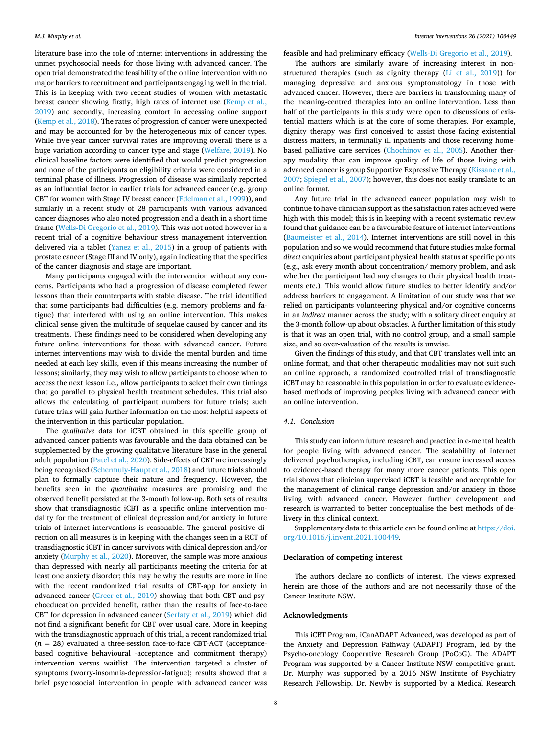literature base into the role of internet interventions in addressing the unmet psychosocial needs for those living with advanced cancer. The open trial demonstrated the feasibility of the online intervention with no major barriers to recruitment and participants engaging well in the trial. This is in keeping with two recent studies of women with metastatic breast cancer showing firstly, high rates of internet use (Kemp et al., 2019) and secondly, increasing comfort in accessing online support (Kemp et al., 2018). The rates of progression of cancer were unexpected and may be accounted for by the heterogeneous mix of cancer types. While five-year cancer survival rates are improving overall there is a huge variation according to cancer type and stage (Welfare, 2019). No clinical baseline factors were identified that would predict progression and none of the participants on eligibility criteria were considered in a terminal phase of illness. Progression of disease was similarly reported as an influential factor in earlier trials for advanced cancer (e.g. group CBT for women with Stage IV breast cancer (Edelman et al., 1999)), and similarly in a recent study of 28 participants with various advanced cancer diagnoses who also noted progression and a death in a short time frame (Wells-Di Gregorio et al., 2019). This was not noted however in a recent trial of a cognitive behaviour stress management intervention delivered via a tablet (Yanez et al., 2015) in a group of patients with prostate cancer (Stage III and IV only), again indicating that the specifics of the cancer diagnosis and stage are important.

Many participants engaged with the intervention without any concerns. Participants who had a progression of disease completed fewer lessons than their counterparts with stable disease. The trial identified that some participants had difficulties (e.g. memory problems and fatigue) that interfered with using an online intervention. This makes clinical sense given the multitude of sequelae caused by cancer and its treatments. These findings need to be considered when developing any future online interventions for those with advanced cancer. Future internet interventions may wish to divide the mental burden and time needed at each key skills, even if this means increasing the number of lessons; similarly, they may wish to allow participants to choose when to access the next lesson i.e., allow participants to select their own timings that go parallel to physical health treatment schedules. This trial also allows the calculating of participant numbers for future trials; such future trials will gain further information on the most helpful aspects of the intervention in this particular population.

The *qualitative* data for iCBT obtained in this specific group of advanced cancer patients was favourable and the data obtained can be supplemented by the growing qualitative literature base in the general adult population (Patel et al., 2020). Side-effects of CBT are increasingly being recognised (Schermuly-Haupt et al., 2018) and future trials should plan to formally capture their nature and frequency. However, the benefits seen in the *quantitative* measures are promising and the observed benefit persisted at the 3-month follow-up. Both sets of results show that transdiagnostic iCBT as a specific online intervention modality for the treatment of clinical depression and/or anxiety in future trials of internet interventions is reasonable. The general positive direction on all measures is in keeping with the changes seen in a RCT of transdiagnostic iCBT in cancer survivors with clinical depression and/or anxiety (Murphy et al., 2020). Moreover, the sample was more anxious than depressed with nearly all participants meeting the criteria for at least one anxiety disorder; this may be why the results are more in line with the recent randomized trial results of CBT-app for anxiety in advanced cancer (Greer et al., 2019) showing that both CBT and psychoeducation provided benefit, rather than the results of face-to-face CBT for depression in advanced cancer (Serfaty et al., 2019) which did not find a significant benefit for CBT over usual care. More in keeping with the transdiagnostic approach of this trial, a recent randomized trial ($n = 28$) evaluated a three-session face-to-face CBT-ACT (acceptance-based cognitive behavioural -acceptance and commitment therapy) intervention versus waitlist. The intervention targeted a cluster of symptoms (worry-insomnia-depression-fatigue); results showed that a brief psychosocial intervention in people with advanced cancer was feasible and had preliminary efficacy (Wells-Di Gregorio et al., 2019).

The authors are similarly aware of increasing interest in non-structured therapies (such as dignity therapy (Li et al., 2019)) for managing depressive and anxious symptomatology in those with advanced cancer. However, there are barriers in transforming many of the meaning-centred therapies into an online intervention. Less than half of the participants in this study were open to discussions of existential matters which is at the core of some therapies. For example, dignity therapy was first conceived to assist those facing existential distress matters, in terminally ill inpatients and those receiving home-based palliative care services (Chochinov et al., 2005). Another therapy modality that can improve quality of life of those living with advanced cancer is group Supportive Expressive Therapy (Kissane et al., 2007; Spiegel et al., 2007); however, this does not easily translate to an online format.

Any future trial in the advanced cancer population may wish to continue to have clinician support as the satisfaction rates achieved were high with this model; this is in keeping with a recent systematic review found that guidance can be a favourable feature of internet interventions (Baumeister et al., 2014). Internet interventions are still novel in this population and so we would recommend that future studies make formal *direct* enquiries about participant physical health status at specific points (e.g., ask every month about concentration/ memory problem, and ask whether the participant had any changes to their physical health treatments etc.). This would allow future studies to better identify and/or address barriers to engagement. A limitation of our study was that we relied on participants volunteering physical and/or cognitive concerns in an *indirect* manner across the study; with a solitary direct enquiry at the 3-month follow-up about obstacles. A further limitation of this study is that it was an open trial, with no control group, and a small sample size, and so over-valuation of the results is unwise.

Given the findings of this study, and that CBT translates well into an online format, and that other therapeutic modalities may not suit such an online approach, a randomized controlled trial of transdiagnostic iCBT may be reasonable in this population in order to evaluate evidence-based methods of improving peoples living with advanced cancer with an online intervention.

### 4.1. Conclusion

This study can inform future research and practice in e-mental health for people living with advanced cancer. The scalability of internet delivered psychotherapies, including iCBT, can ensure increased access to evidence-based therapy for many more cancer patients. This open trial shows that clinician supervised iCBT is feasible and acceptable for the management of clinical range depression and/or anxiety in those living with advanced cancer. However further development and research is warranted to better conceptualise the best methods of delivery in this clinical context.

Supplementary data to this article can be found online at https://doi.org/10.1016/j.invent.2021.100449.

## Declaration of competing interest

The authors declare no conflicts of interest. The views expressed herein are those of the authors and are not necessarily those of the Cancer Institute NSW.

## Acknowledgments

This iCBT Program, iCanADAPT Advanced, was developed as part of the Anxiety and Depression Pathway (ADAPT) Program, led by the Psycho-oncology Cooperative Research Group (PoCoG). The ADAPT Program was supported by a Cancer Institute NSW competitive grant. Dr. Murphy was supported by a 2016 NSW Institute of Psychiatry Research Fellowship. Dr. Newby is supported by a Medical Research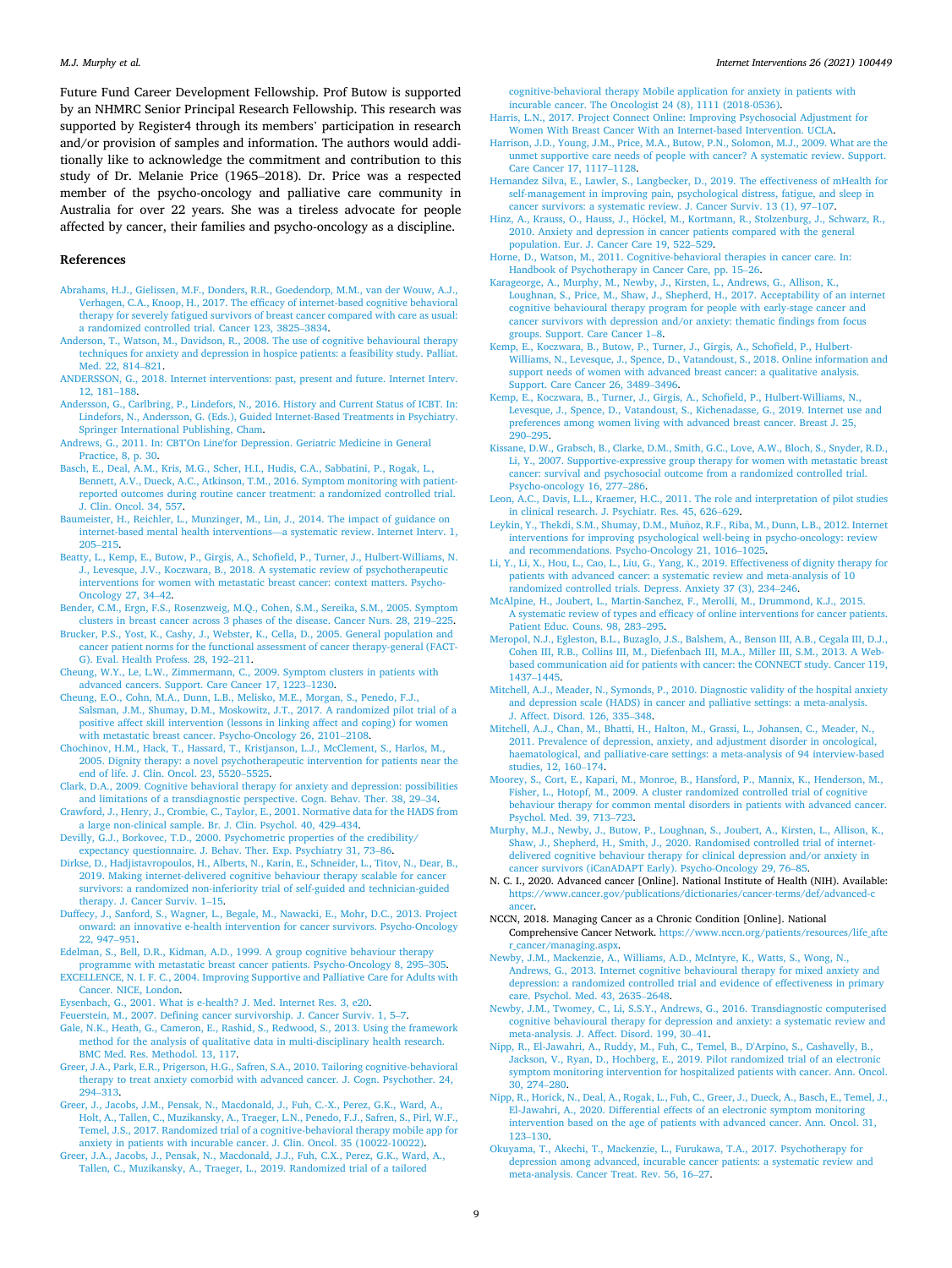Future Fund Career Development Fellowship. Prof Butow is supported by an NHMRC Senior Principal Research Fellowship. This research was supported by Register4 through its members' participation in research and/or provision of samples and information. The authors would additionally like to acknowledge the commitment and contribution to this study of Dr. Melanie Price (1965–2018). Dr. Price was a respected member of the psycho-oncology and palliative care community in Australia for over 22 years. She was a tireless advocate for people affected by cancer, their families and psycho-oncology as a discipline.

## References

Abrahams, H.J., Gielissen, M.F., Donders, R.R., Goedendorp, M.M., van der Wouw, A.J., Verhagen, C.A., Knoop, H., 2017. The efficacy of internet-based cognitive behavioral therapy for severely fatigued survivors of breast cancer compared with care as usual: a randomized controlled trial. Cancer 123, 3825–3834.

Anderson, T., Watson, M., Davidson, R., 2008. The use of cognitive behavioural therapy techniques for anxiety and depression in hospice patients: a feasibility study. Palliat. Med. 22, 814–821.

ANDERSSON, G., 2018. Internet interventions: past, present and future. Internet Interv. 12, 181–188.

Andersson, G., Carlbring, P., Lindefors, N., 2016. History and Current Status of ICBT. In: Lindefors, N., Andersson, G. (Eds.), Guided Internet-Based Treatments in Psychiatry. Springer International Publishing, Cham.

Andrews, G., 2011. In: CBT'On Line'for Depression. Geriatric Medicine in General Practice, 8, p. 30.

Basch, E., Deal, A.M., Kris, M.G., Scher, H.I., Hudis, C.A., Sabbatini, P., Rogak, L., Bennett, A.V., Dueck, A.C., Atkinson, T.M., 2016. Symptom monitoring with patient-reported outcomes during routine cancer treatment: a randomized controlled trial. J. Clin. Oncol. 34, 557.

Baumeister, H., Reichler, L., Munzinger, M., Lin, J., 2014. The impact of guidance on internet-based mental health interventions—a systematic review. Internet Interv. 1, 205–215.

Beatty, L., Kemp, E., Butow, P., Girgis, A., Schofield, P., Turner, J., Hulbert-Williams, N. J., Levesque, J.V., Koczwara, B., 2018. A systematic review of psychotherapeutic interventions for women with metastatic breast cancer: context matters. Psycho-Oncology 27, 34–42.

Bender, C.M., Ergn, F.S., Rosenzweig, M.Q., Cohen, S.M., Sereika, S.M., 2005. Symptom clusters in breast cancer across 3 phases of the disease. Cancer Nurs. 28, 219–225.

Brucker, P.S., Yost, K., Cashy, J., Webster, K., Cella, D., 2005. General population and cancer patient norms for the functional assessment of cancer therapy-general (FACT-G). Eval. Health Profess. 28, 192–211.

Cheung, W.Y., Le, L.W., Zimmermann, C., 2009. Symptom clusters in patients with advanced cancers. Support. Care Cancer 17, 1223–1230.

Cheung, E.O., Cohn, M.A., Dunn, L.B., Melisko, M.E., Morgan, S., Penedo, F.J., Salsman, J.M., Shumay, D.M., Moskowitz, J.T., 2017. A randomized pilot trial of a positive affect skill intervention (lessons in linking affect and coping) for women with metastatic breast cancer. Psycho-Oncology 26, 2101–2108.

Chochinov, H.M., Hack, T., Hassard, T., Kristjanson, L.J., McClement, S., Harlos, M., 2005. Dignity therapy: a novel psychotherapeutic intervention for patients near the end of life. J. Clin. Oncol. 23, 5520–5525.

Clark, D.A., 2009. Cognitive behavioral therapy for anxiety and depression: possibilities and limitations of a transdiagnostic perspective. Cogn. Behav. Ther. 38, 29–34.

Crawford, J., Henry, J., Crombie, C., Taylor, E., 2001. Normative data for the HADS from a large non-clinical sample. Br. J. Clin. Psychol. 40, 429–434.

Devilly, G.J., Borkovec, T.D., 2000. Psychometric properties of the credibility/expectancy questionnaire. J. Behav. Ther. Exp. Psychiatry 31, 73–86.

Dirkse, D., Hadjistavropoulos, H., Alberts, N., Karin, E., Schneider, L., Titov, N., Dear, B., 2019. Making internet-delivered cognitive behaviour therapy scalable for cancer survivors: a randomized non-inferiority trial of self-guided and technician-guided therapy. J. Cancer Surviv. 1–15.

Duffecy, J., Sanford, S., Wagner, L., Begale, M., Nawacki, E., Mohr, D.C., 2013. Project onward: an innovative e-health intervention for cancer survivors. Psycho-Oncology 22, 947–951.

Edelman, S., Bell, D.R., Kidman, A.D., 1999. A group cognitive behaviour therapy programme with metastatic breast cancer patients. Psycho-Oncology 8, 295–305.

EXCELLENCE, N. I. F. C., 2004. Improving Supportive and Palliative Care for Adults with Cancer. NICE, London.

Eysenbach, G., 2001. What is e-health? J. Med. Internet Res. 3, e20.

Feuerstein, M., 2007. Defining cancer survivorship. J. Cancer Surviv. 1, 5–7.

Gale, N.K., Heath, G., Cameron, E., Rashid, S., Redwood, S., 2013. Using the framework method for the analysis of qualitative data in multi-disciplinary health research. BMC Med. Res. Methodol. 13, 117.

Greer, J.A., Park, E.R., Prigerson, H.G., Safren, S.A., 2010. Tailoring cognitive-behavioral therapy to treat anxiety comorbid with advanced cancer. J. Cogn. Psychother. 24, 294–313.

Greer, J., Jacobs, J.M., Pensak, N., Macdonald, J., Fuh, C.-X., Perez, G.K., Ward, A., Holt, A., Tallen, C., Muzikansky, A., Traeger, L.N., Penedo, F.J., Safren, S., Pirl, W.F., Temel, J.S., 2017. Randomized trial of a cognitive-behavioral therapy mobile app for anxiety in patients with incurable cancer. J. Clin. Oncol. 35 (10022-10022).

Greer, J.A., Jacobs, J., Pensak, N., Macdonald, J.J., Fuh, C.X., Perez, G.K., Ward, A., Tallen, C., Muzikansky, A., Traeger, L., 2019. Randomized trial of a tailored cognitive-behavioral therapy Mobile application for anxiety in patients with incurable cancer. The Oncologist 24 (8), 1111 (2018-0536).

Harris, L.N., 2017. Project Connect Online: Improving Psychosocial Adjustment for Women With Breast Cancer With an Internet-based Intervention. UCLA.

Harrison, J.D., Young, J.M., Price, M.A., Butow, P.N., Solomon, M.J., 2009. What are the unmet supportive care needs of people with cancer? A systematic review. Support. Care Cancer 17, 1117–1128.

Hernandez Silva, E., Lawler, S., Langbecker, D., 2019. The effectiveness of mHealth for self-management in improving pain, psychological distress, fatigue, and sleep in cancer survivors: a systematic review. J. Cancer Surviv. 13 (1), 97–107.

Hinz, A., Krauss, O., Hauss, J., Höckel, M., Kortmann, R., Stolzenburg, J., Schwarz, R., 2010. Anxiety and depression in cancer patients compared with the general population. Eur. J. Cancer Care 19, 522–529.

Horne, D., Watson, M., 2011. Cognitive-behavioral therapies in cancer care. In: Handbook of Psychotherapy in Cancer Care, pp. 15–26.

Karageorge, A., Murphy, M., Newby, J., Kirsten, L., Andrews, G., Allison, K., Loughnan, S., Price, M., Shaw, J., Shepherd, H., 2017. Acceptability of an internet cognitive behavioural therapy program for people with early-stage cancer and cancer survivors with depression and/or anxiety: thematic findings from focus groups. Support. Care Cancer 1–8.

Kemp, E., Koczwara, B., Butow, P., Turner, J., Girgis, A., Schofield, P., Hulbert-Williams, N., Levesque, J., Spence, D., Vatandoust, S., 2018. Online information and support needs of women with advanced breast cancer: a qualitative analysis. Support. Care Cancer 26, 3489–3496.

Kemp, E., Koczwara, B., Turner, J., Girgis, A., Schofield, P., Hulbert-Williams, N., Levesque, J., Spence, D., Vatandoust, S., Kichenadasse, G., 2019. Internet use and preferences among women living with advanced breast cancer. Breast J. 25, 290–295.

Kissane, D.W., Grabsch, B., Clarke, D.M., Smith, G.C., Love, A.W., Bloch, S., Snyder, R.D., Li, Y., 2007. Supportive-expressive group therapy for women with metastatic breast cancer: survival and psychosocial outcome from a randomized controlled trial. Psycho-oncology 16, 277–286.

Leon, A.C., Davis, L.L., Kraemer, H.C., 2011. The role and interpretation of pilot studies in clinical research. J. Psychiatr. Res. 45, 626–629.

Leykin, Y., Thekdi, S.M., Shumay, D.M., Muñoz, R.F., Riba, M., Dunn, L.B., 2012. Internet interventions for improving psychological well-being in psycho-oncology: review and recommendations. Psycho-Oncology 21, 1016–1025.

Li, Y., Li, X., Hou, L., Cao, L., Liu, G., Yang, K., 2019. Effectiveness of dignity therapy for patients with advanced cancer: a systematic review and meta-analysis of 10 randomized controlled trials. Depress. Anxiety 37 (3), 234–246.

McAlpine, H., Joubert, L., Martin-Sanchez, F., Merolli, M., Drummond, K.J., 2015. A systematic review of types and efficacy of online interventions for cancer patients. Patient Educ. Couns. 98, 283–295.

Meropol, N.J., Egleston, B.L., Buzaglo, J.S., Balshem, A., Benson III, A.B., Cegala III, D.J., Cohen III, R.B., Collins III, M., Diefenbach III, M.A., Miller III, S.M., 2013. A Web-based communication aid for patients with cancer: the CONNECT study. Cancer 119, 1437–1445.

Mitchell, A.J., Meader, N., Symonds, P., 2010. Diagnostic validity of the hospital anxiety and depression scale (HADS) in cancer and palliative settings: a meta-analysis. J. Affect. Disord. 126, 335–348.

Mitchell, A.J., Chan, M., Bhatti, H., Halton, M., Grassi, L., Johansen, C., Meader, N., 2011. Prevalence of depression, anxiety, and adjustment disorder in oncological, haematological, and palliative-care settings: a meta-analysis of 94 interview-based studies, 12, 160–174.

Moorey, S., Cort, E., Kapari, M., Monroe, B., Hansford, P., Mannix, K., Henderson, M., Fisher, L., Hotopf, M., 2009. A cluster randomized controlled trial of cognitive behaviour therapy for common mental disorders in patients with advanced cancer. Psychol. Med. 39, 713–723.

Murphy, M.J., Newby, J., Butow, P., Loughnan, S., Joubert, A., Kirsten, L., Allison, K., Shaw, J., Shepherd, H., Smith, J., 2020. Randomised controlled trial of internet-delivered cognitive behaviour therapy for clinical depression and/or anxiety in cancer survivors (iCanADAPT Early). Psycho-Oncology 29, 76–85.

N. C. I., 2020. Advanced cancer [Online]. National Institute of Health (NIH). Available: https://www.cancer.gov/publications/dictionaries/cancer-terms/def/advanced-cancer.

NCCN, 2018. Managing Cancer as a Chronic Condition [Online]. National Comprehensive Cancer Network. https://www.nccn.org/patients/resources/life_after_cancer/managing.aspx.

Newby, J.M., Mackenzie, A., Williams, A.D., McIntyre, K., Watts, S., Wong, N., Andrews, G., 2013. Internet cognitive behavioural therapy for mixed anxiety and depression: a randomized controlled trial and evidence of effectiveness in primary care. Psychol. Med. 43, 2635–2648.

Newby, J.M., Twomey, C., Li, S.S.Y., Andrews, G., 2016. Transdiagnostic computerised cognitive behavioural therapy for depression and anxiety: a systematic review and meta-analysis. J. Affect. Disord. 199, 30–41.

Nipp, R., El-Jawahri, A., Ruddy, M., Fuh, C., Temel, B., D'Arpino, S., Cashavelly, B., Jackson, V., Ryan, D., Hochberg, E., 2019. Pilot randomized trial of an electronic symptom monitoring intervention for hospitalized patients with cancer. Ann. Oncol. 30, 274–280.

Nipp, R., Horick, N., Deal, A., Rogak, L., Fuh, C., Greer, J., Dueck, A., Basch, E., Temel, J., El-Jawahri, A., 2020. Differential effects of an electronic symptom monitoring intervention based on the age of patients with advanced cancer. Ann. Oncol. 31, 123–130.

Okuyama, T., Akechi, T., Mackenzie, L., Furukawa, T.A., 2017. Psychotherapy for depression among advanced, incurable cancer patients: a systematic review and meta-analysis. Cancer Treat. Rev. 56, 16–27.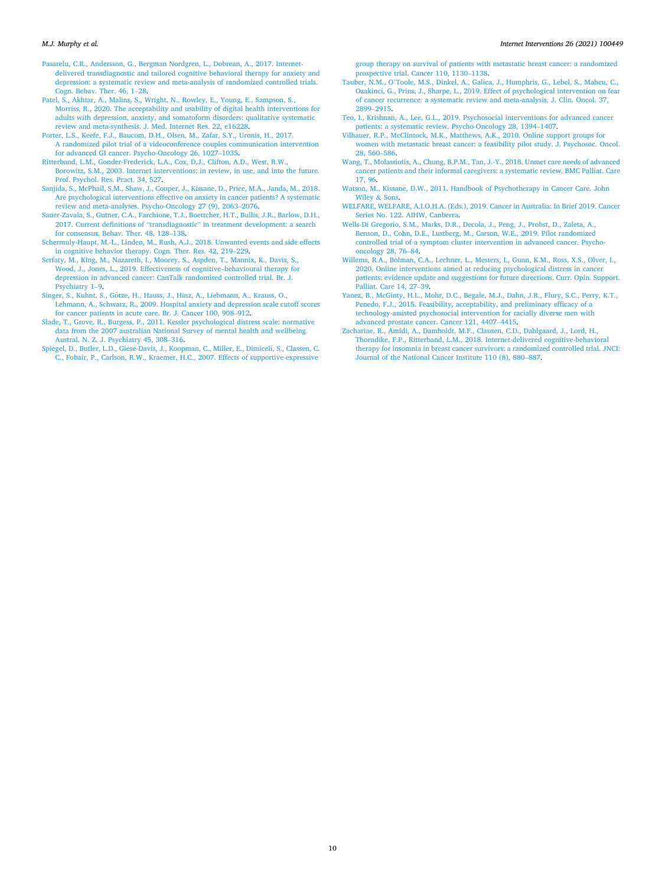Pasarelu, C.R., Andersson, G., Bergman Nordgren, L., Dobrean, A., 2017. Internet-delivered transdiagnostic and tailored cognitive behavioral therapy for anxiety and depression: a systematic review and meta-analysis of randomized controlled trials. Cogn. Behav. Ther. 46, 1–28.

Patel, S., Akhtar, A., Malins, S., Wright, N., Rowley, E., Young, E., Sampson, S., Morriss, R., 2020. The acceptability and usability of digital health interventions for adults with depression, anxiety, and somatoform disorders: qualitative systematic review and meta-synthesis. J. Med. Internet Res. 22, e16228.

Porter, L.S., Keefe, F.J., Baucom, D.H., Olsen, M., Zafar, S.Y., Uronis, H., 2017. A randomized pilot trial of a videoconference couples communication intervention for advanced GI cancer. Psycho-Oncology 26, 1027–1035.

Ritterband, L.M., Gonder-Frederick, L.A., Cox, D.J., Clifton, A.D., West, R.W., Borowitz, S.M., 2003. Internet interventions: in review, in use, and into the future. Prof. Psychol. Res. Pract. 34, 527.

Sanjida, S., McPhail, S.M., Shaw, J., Couper, J., Kissane, D., Price, M.A., Janda, M., 2018. Are psychological interventions effective on anxiety in cancer patients? A systematic review and meta-analyses. Psycho-Oncology 27 (9), 2063–2076.

Sauer-Zavala, S., Gutner, C.A., Farchione, T.J., Boettcher, H.T., Bullis, J.R., Barlow, D.H., 2017. Current definitions of "transdiagnostic" in treatment development: a search for consensus. Behav. Ther. 48, 128–138.

Schermuly-Haupt, M.-L., Linden, M., Rush, A.J., 2018. Unwanted events and side effects in cognitive behavior therapy. Cogn. Ther. Res. 42, 219–229.

Serfaty, M., King, M., Nazareth, I., Moorey, S., Aspden, T., Mannix, K., Davis, S., Wood, J., Jones, L., 2019. Effectiveness of cognitive–behavioural therapy for depression in advanced cancer: CanTalk randomised controlled trial. Br. J. Psychiatry 1–9.

Singer, S., Kuhnt, S., Götze, H., Hauss, J., Hinz, A., Liebmann, A., Krauss, O., Lehmann, A., Schwarz, R., 2009. Hospital anxiety and depression scale cutoff scores for cancer patients in acute care. Br. J. Cancer 100, 908–912.

Slade, T., Grove, R., Burgess, P., 2011. Kessler psychological distress scale: normative data from the 2007 australian National Survey of mental health and wellbeing. Austral. N. Z. J. Psychiatry 45, 308–316.

Spiegel, D., Butler, L.D., Giese-Davis, J., Koopman, C., Miller, E., Dimiceli, S., Classen, C. C., Fobair, P., Carlson, R.W., Kraemer, H.C., 2007. Effects of supportive-expressive group therapy on survival of patients with metastatic breast cancer: a randomized prospective trial. Cancer 110, 1130–1138.

Tauber, N.M., O'Toole, M.S., Dinkel, A., Galica, J., Humphris, G., Lebel, S., Maheu, C., Ozakinci, G., Prins, J., Sharpe, L., 2019. Effect of psychological intervention on fear of cancer recurrence: a systematic review and meta-analysis. J. Clin. Oncol. 37, 2899–2915.

Teo, I., Krishnan, A., Lee, G.L., 2019. Psychosocial interventions for advanced cancer patients: a systematic review. Psycho-Oncology 28, 1394–1407.

Vilhauer, R.P., McClintock, M.K., Matthews, A.K., 2010. Online support groups for women with metastatic breast cancer: a feasibility pilot study. J. Psychosoc. Oncol. 28, 560–586.

Wang, T., Molassiotis, A., Chung, B.P.M., Tan, J.-Y., 2018. Unmet care needs of advanced cancer patients and their informal caregivers: a systematic review. BMC Palliat. Care 17, 96.

Watson, M., Kissane, D.W., 2011. Handbook of Psychotherapy in Cancer Care. John Wiley & Sons.

WELFARE, WELFARE, A.I.O.H.A. (Eds.), 2019. Cancer in Australia: In Brief 2019. Cancer Series No. 122. AIHW, Canberra.

Wells-Di Gregorio, S.M., Marks, D.R., Decola, J., Peng, J., Probst, D., Zaleta, A., Benson, D., Cohn, D.E., Lustberg, M., Carson, W.E., 2019. Pilot randomized controlled trial of a symptom cluster intervention in advanced cancer. Psycho-oncology 28, 76–84.

Willems, R.A., Bolman, C.A., Lechner, L., Mesters, I., Gunn, K.M., Ross, X.S., Olver, I., 2020. Online interventions aimed at reducing psychological distress in cancer patients: evidence update and suggestions for future directions. Curr. Opin. Support. Palliat. Care 14, 27–39.

Yanez, B., McGinty, H.L., Mohr, D.C., Begale, M.J., Dahn, J.R., Flury, S.C., Perry, K.T., Penedo, F.J., 2015. Feasibility, acceptability, and preliminary efficacy of a technology-assisted psychosocial intervention for racially diverse men with advanced prostate cancer. Cancer 121, 4407–4415.

Zachariae, R., Amidi, A., Damholdt, M.F., Clausen, C.D., Dahlgaard, J., Lord, H., Thorndike, F.P., Ritterband, L.M., 2018. Internet-delivered cognitive-behavioral therapy for insomnia in breast cancer survivors: a randomized controlled trial. JNCI: Journal of the National Cancer Institute 110 (8), 880–887.